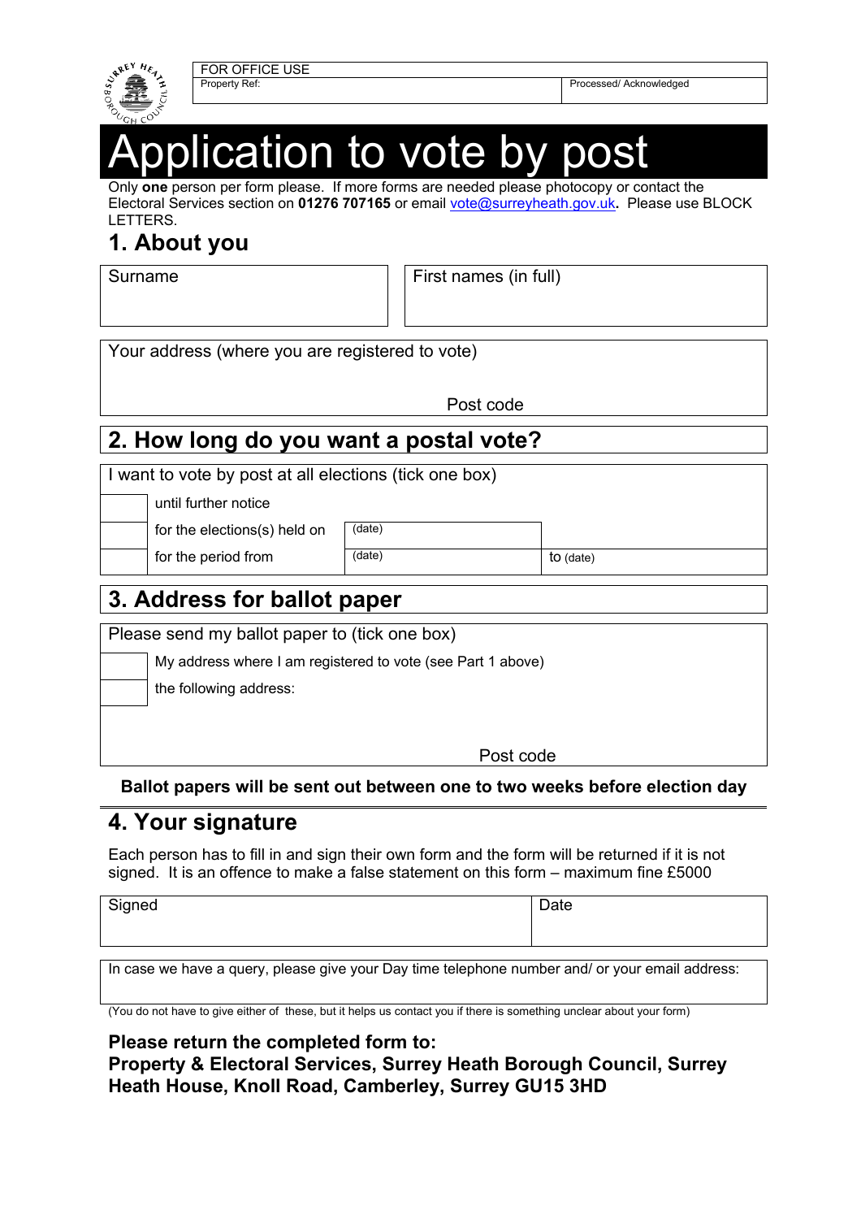| FOR OFFICE USE | |
|---|---|
| Property Ref: | Processed/ Acknowledged |

# Application to vote by post

Only **one** person per form please. If more forms are needed please photocopy or contact the Electoral Services section on **01276 707165** or email vote@surreyheath.gov.uk**.** Please use BLOCK LETTERS.

## 1. About you

| Surname | First names (in full) |
|---|---|
| | |

Your address (where you are registered to vote)

Post code

## 2. How long do you want a postal vote?

I want to vote by post at all elections (tick one box)

| | | | |
|---|---|---|---|
| | until further notice | | |
| | for the elections(s) held on | (date) | |
| | for the period from | (date) | to (date) |

## 3. Address for ballot paper

Please send my ballot paper to (tick one box)

| | |
|---|---|
| | My address where I am registered to vote (see Part 1 above) |
| | the following address: |

Post code

**Ballot papers will be sent out between one to two weeks before election day**

## 4. Your signature

Each person has to fill in and sign their own form and the form will be returned if it is not signed. It is an offence to make a false statement on this form – maximum fine £5000

| Signed | Date |
|---|---|
| | |

In case we have a query, please give your Day time telephone number and/ or your email address:

(You do not have to give either of these, but it helps us contact you if there is something unclear about your form)

**Please return the completed form to:**
**Property & Electoral Services, Surrey Heath Borough Council, Surrey Heath House, Knoll Road, Camberley, Surrey GU15 3HD**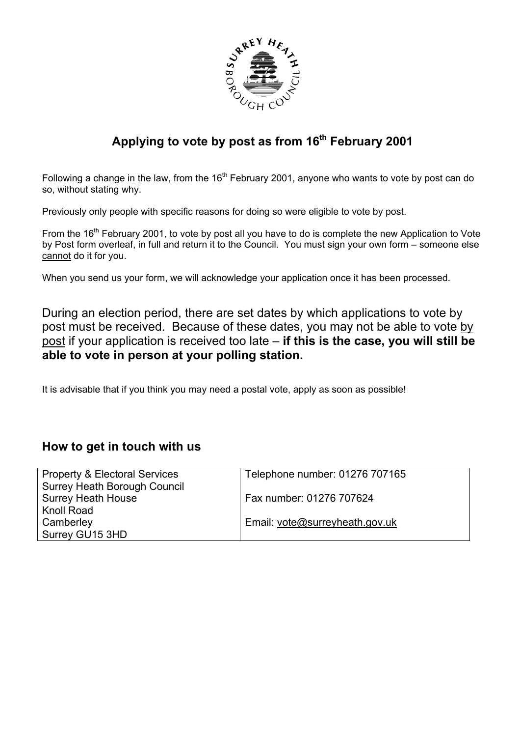SURREY HEATH BOROUGH COUNCIL

## Applying to vote by post as from 16th February 2001

Following a change in the law, from the 16th February 2001, anyone who wants to vote by post can do so, without stating why.

Previously only people with specific reasons for doing so were eligible to vote by post.

From the 16th February 2001, to vote by post all you have to do is complete the new Application to Vote by Post form overleaf, in full and return it to the Council. You must sign your own form – someone else cannot do it for you.

When you send us your form, we will acknowledge your application once it has been processed.

During an election period, there are set dates by which applications to vote by post must be received. Because of these dates, you may not be able to vote by post if your application is received too late – **if this is the case, you will still be able to vote in person at your polling station.**

It is advisable that if you think you may need a postal vote, apply as soon as possible!

### How to get in touch with us

| | |
|---|---|
| Property & Electoral Services<br>Surrey Heath Borough Council<br>Surrey Heath House<br>Knoll Road<br>Camberley<br>Surrey GU15 3HD | Telephone number: 01276 707165<br><br>Fax number: 01276 707624<br><br>Email: vote@surreyheath.gov.uk |